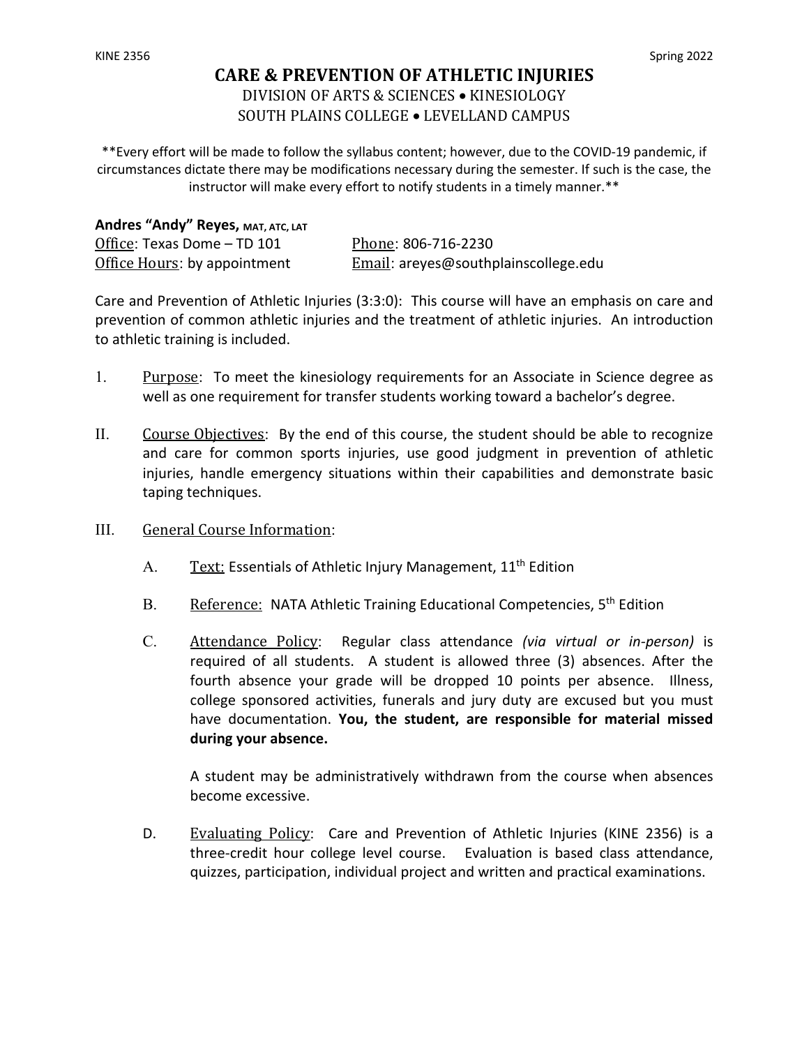KINE 2356 Spring 2022

# CARE & PREVENTION OF ATHLETIC INJURIES

DIVISION OF ARTS & SCIENCES • KINESIOLOGY
SOUTH PLAINS COLLEGE • LEVELLAND CAMPUS

**Every effort will be made to follow the syllabus content; however, due to the COVID-19 pandemic, if circumstances dictate there may be modifications necessary during the semester. If such is the case, the instructor will make every effort to notify students in a timely manner.**

**Andres "Andy" Reyes,** MAT, ATC, LAT

Office: Texas Dome – TD 101
Phone: 806-716-2230
Office Hours: by appointment
Email: areyes@southplainscollege.edu

Care and Prevention of Athletic Injuries (3:3:0): This course will have an emphasis on care and prevention of common athletic injuries and the treatment of athletic injuries. An introduction to athletic training is included.

1. Purpose: To meet the kinesiology requirements for an Associate in Science degree as well as one requirement for transfer students working toward a bachelor's degree.

II. Course Objectives: By the end of this course, the student should be able to recognize and care for common sports injuries, use good judgment in prevention of athletic injuries, handle emergency situations within their capabilities and demonstrate basic taping techniques.

III. General Course Information:

A. Text: Essentials of Athletic Injury Management, 11th Edition

B. Reference: NATA Athletic Training Educational Competencies, 5th Edition

C. Attendance Policy: Regular class attendance *(via virtual or in-person)* is required of all students. A student is allowed three (3) absences. After the fourth absence your grade will be dropped 10 points per absence. Illness, college sponsored activities, funerals and jury duty are excused but you must have documentation. **You, the student, are responsible for material missed during your absence.**

A student may be administratively withdrawn from the course when absences become excessive.

D. Evaluating Policy: Care and Prevention of Athletic Injuries (KINE 2356) is a three-credit hour college level course. Evaluation is based class attendance, quizzes, participation, individual project and written and practical examinations.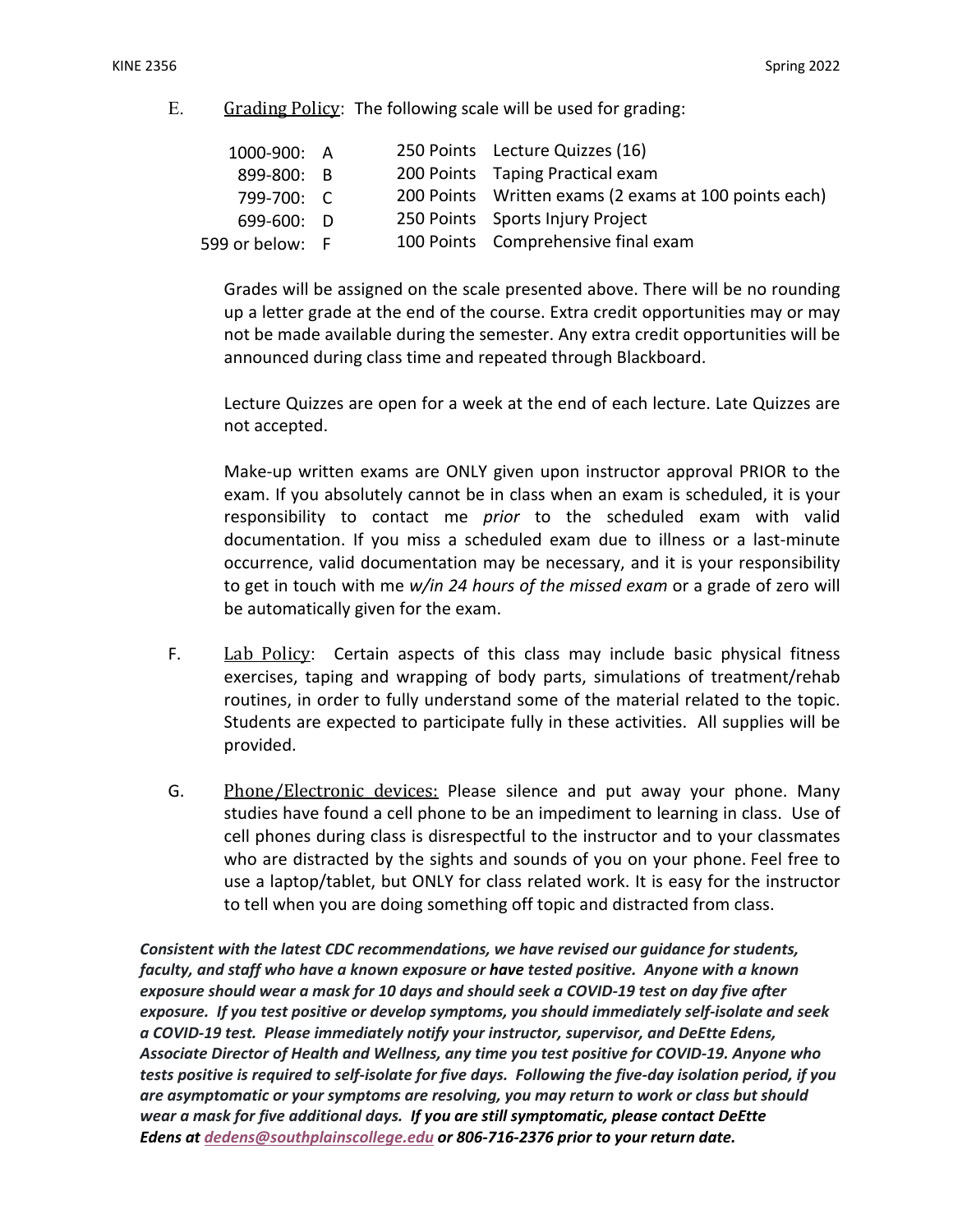E. <u>Grading Policy</u>: The following scale will be used for grading:

| | | | |
|---|---|---|---|
| 1000-900: | A | 250 Points | Lecture Quizzes (16) |
| 899-800: | B | 200 Points | Taping Practical exam |
| 799-700: | C | 200 Points | Written exams (2 exams at 100 points each) |
| 699-600: | D | 250 Points | Sports Injury Project |
| 599 or below: | F | 100 Points | Comprehensive final exam |

Grades will be assigned on the scale presented above. There will be no rounding up a letter grade at the end of the course. Extra credit opportunities may or may not be made available during the semester. Any extra credit opportunities will be announced during class time and repeated through Blackboard.

Lecture Quizzes are open for a week at the end of each lecture. Late Quizzes are not accepted.

Make-up written exams are ONLY given upon instructor approval PRIOR to the exam. If you absolutely cannot be in class when an exam is scheduled, it is your responsibility to contact me *prior* to the scheduled exam with valid documentation. If you miss a scheduled exam due to illness or a last-minute occurrence, valid documentation may be necessary, and it is your responsibility to get in touch with me *w/in 24 hours of the missed exam* or a grade of zero will be automatically given for the exam.

F. <u>Lab Policy</u>: Certain aspects of this class may include basic physical fitness exercises, taping and wrapping of body parts, simulations of treatment/rehab routines, in order to fully understand some of the material related to the topic. Students are expected to participate fully in these activities. All supplies will be provided.

G. <u>Phone/Electronic devices:</u> Please silence and put away your phone. Many studies have found a cell phone to be an impediment to learning in class. Use of cell phones during class is disrespectful to the instructor and to your classmates who are distracted by the sights and sounds of you on your phone. Feel free to use a laptop/tablet, but ONLY for class related work. It is easy for the instructor to tell when you are doing something off topic and distracted from class.

***Consistent with the latest CDC recommendations, we have revised our guidance for students, faculty, and staff who have a known exposure or have tested positive. Anyone with a known exposure should wear a mask for 10 days and should seek a COVID-19 test on day five after exposure. If you test positive or develop symptoms, you should immediately self-isolate and seek a COVID-19 test. Please immediately notify your instructor, supervisor, and DeEtte Edens, Associate Director of Health and Wellness, any time you test positive for COVID-19. Anyone who tests positive is required to self-isolate for five days. Following the five-day isolation period, if you are asymptomatic or your symptoms are resolving, you may return to work or class but should wear a mask for five additional days. If you are still symptomatic, please contact DeEtte Edens at dedens@southplainscollege.edu or 806-716-2376 prior to your return date.***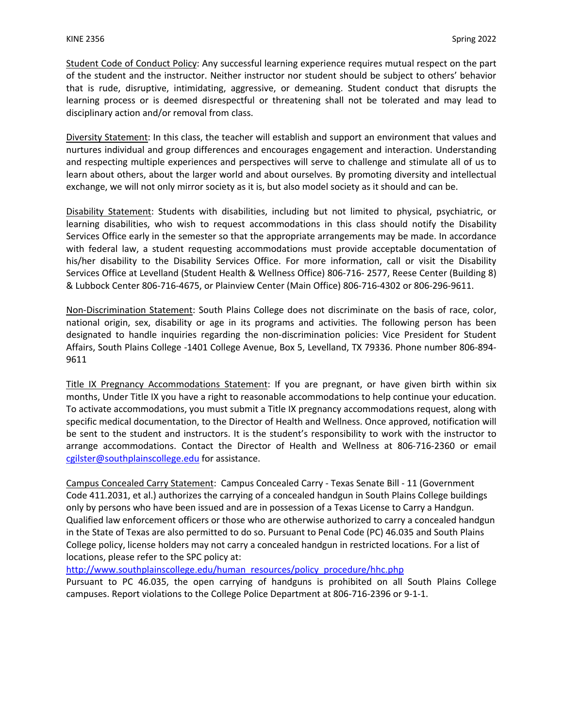Student Code of Conduct Policy: Any successful learning experience requires mutual respect on the part of the student and the instructor. Neither instructor nor student should be subject to others' behavior that is rude, disruptive, intimidating, aggressive, or demeaning. Student conduct that disrupts the learning process or is deemed disrespectful or threatening shall not be tolerated and may lead to disciplinary action and/or removal from class.

Diversity Statement: In this class, the teacher will establish and support an environment that values and nurtures individual and group differences and encourages engagement and interaction. Understanding and respecting multiple experiences and perspectives will serve to challenge and stimulate all of us to learn about others, about the larger world and about ourselves. By promoting diversity and intellectual exchange, we will not only mirror society as it is, but also model society as it should and can be.

Disability Statement: Students with disabilities, including but not limited to physical, psychiatric, or learning disabilities, who wish to request accommodations in this class should notify the Disability Services Office early in the semester so that the appropriate arrangements may be made. In accordance with federal law, a student requesting accommodations must provide acceptable documentation of his/her disability to the Disability Services Office. For more information, call or visit the Disability Services Office at Levelland (Student Health & Wellness Office) 806-716- 2577, Reese Center (Building 8) & Lubbock Center 806-716-4675, or Plainview Center (Main Office) 806-716-4302 or 806-296-9611.

Non-Discrimination Statement: South Plains College does not discriminate on the basis of race, color, national origin, sex, disability or age in its programs and activities. The following person has been designated to handle inquiries regarding the non-discrimination policies: Vice President for Student Affairs, South Plains College -1401 College Avenue, Box 5, Levelland, TX 79336. Phone number 806-894-9611

Title IX Pregnancy Accommodations Statement: If you are pregnant, or have given birth within six months, Under Title IX you have a right to reasonable accommodations to help continue your education. To activate accommodations, you must submit a Title IX pregnancy accommodations request, along with specific medical documentation, to the Director of Health and Wellness. Once approved, notification will be sent to the student and instructors. It is the student's responsibility to work with the instructor to arrange accommodations. Contact the Director of Health and Wellness at 806-716-2360 or email cgilster@southplainscollege.edu for assistance.

Campus Concealed Carry Statement: Campus Concealed Carry - Texas Senate Bill - 11 (Government Code 411.2031, et al.) authorizes the carrying of a concealed handgun in South Plains College buildings only by persons who have been issued and are in possession of a Texas License to Carry a Handgun. Qualified law enforcement officers or those who are otherwise authorized to carry a concealed handgun in the State of Texas are also permitted to do so. Pursuant to Penal Code (PC) 46.035 and South Plains College policy, license holders may not carry a concealed handgun in restricted locations. For a list of locations, please refer to the SPC policy at:
http://www.southplainscollege.edu/human_resources/policy_procedure/hhc.php
Pursuant to PC 46.035, the open carrying of handguns is prohibited on all South Plains College campuses. Report violations to the College Police Department at 806-716-2396 or 9-1-1.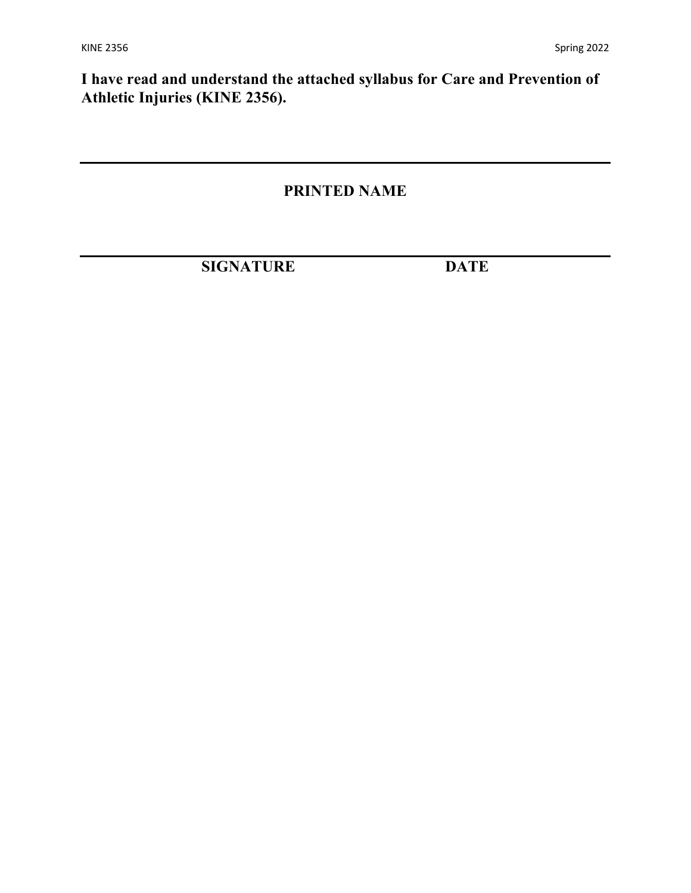**I have read and understand the attached syllabus for Care and Prevention of Athletic Injuries (KINE 2356).**

---

**PRINTED NAME**

---

**SIGNATURE** **DATE**